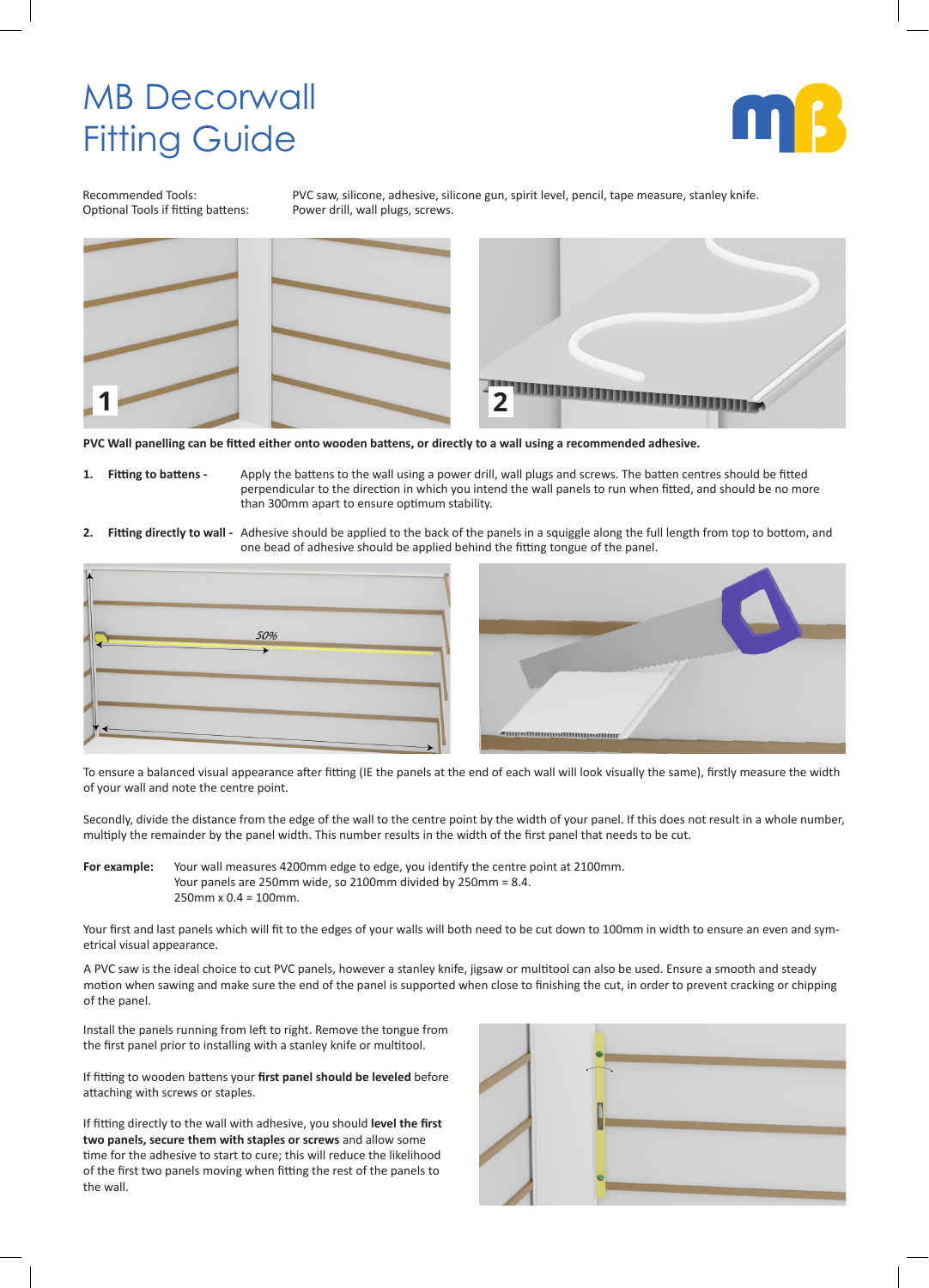# MB Decorwall Fitting Guide

| | |
|---|---|
| Recommended Tools: | PVC saw, silicone, adhesive, silicone gun, spirit level, pencil, tape measure, stanley knife. |
| Optional Tools if fitting battens: | Power drill, wall plugs, screws. |

**PVC Wall panelling can be fitted either onto wooden battens, or directly to a wall using a recommended adhesive.**

1. **Fitting to battens -** Apply the battens to the wall using a power drill, wall plugs and screws. The batten centres should be fitted perpendicular to the direction in which you intend the wall panels to run when fitted, and should be no more than 300mm apart to ensure optimum stability.

2. **Fitting directly to wall -** Adhesive should be applied to the back of the panels in a squiggle along the full length from top to bottom, and one bead of adhesive should be applied behind the fitting tongue of the panel.

To ensure a balanced visual appearance after fitting (IE the panels at the end of each wall will look visually the same), firstly measure the width of your wall and note the centre point.

Secondly, divide the distance from the edge of the wall to the centre point by the width of your panel. If this does not result in a whole number, multiply the remainder by the panel width. This number results in the width of the first panel that needs to be cut.

**For example:** Your wall measures 4200mm edge to edge, you identify the centre point at 2100mm.
Your panels are 250mm wide, so 2100mm divided by 250mm = 8.4.
250mm x 0.4 = 100mm.

Your first and last panels which will fit to the edges of your walls will both need to be cut down to 100mm in width to ensure an even and symetrical visual appearance.

A PVC saw is the ideal choice to cut PVC panels, however a stanley knife, jigsaw or multitool can also be used. Ensure a smooth and steady motion when sawing and make sure the end of the panel is supported when close to finishing the cut, in order to prevent cracking or chipping of the panel.

Install the panels running from left to right. Remove the tongue from the first panel prior to installing with a stanley knife or multitool.

If fitting to wooden battens your **first panel should be leveled** before attaching with screws or staples.

If fitting directly to the wall with adhesive, you should **level the first two panels, secure them with staples or screws** and allow some time for the adhesive to start to cure; this will reduce the likelihood of the first two panels moving when fitting the rest of the panels to the wall.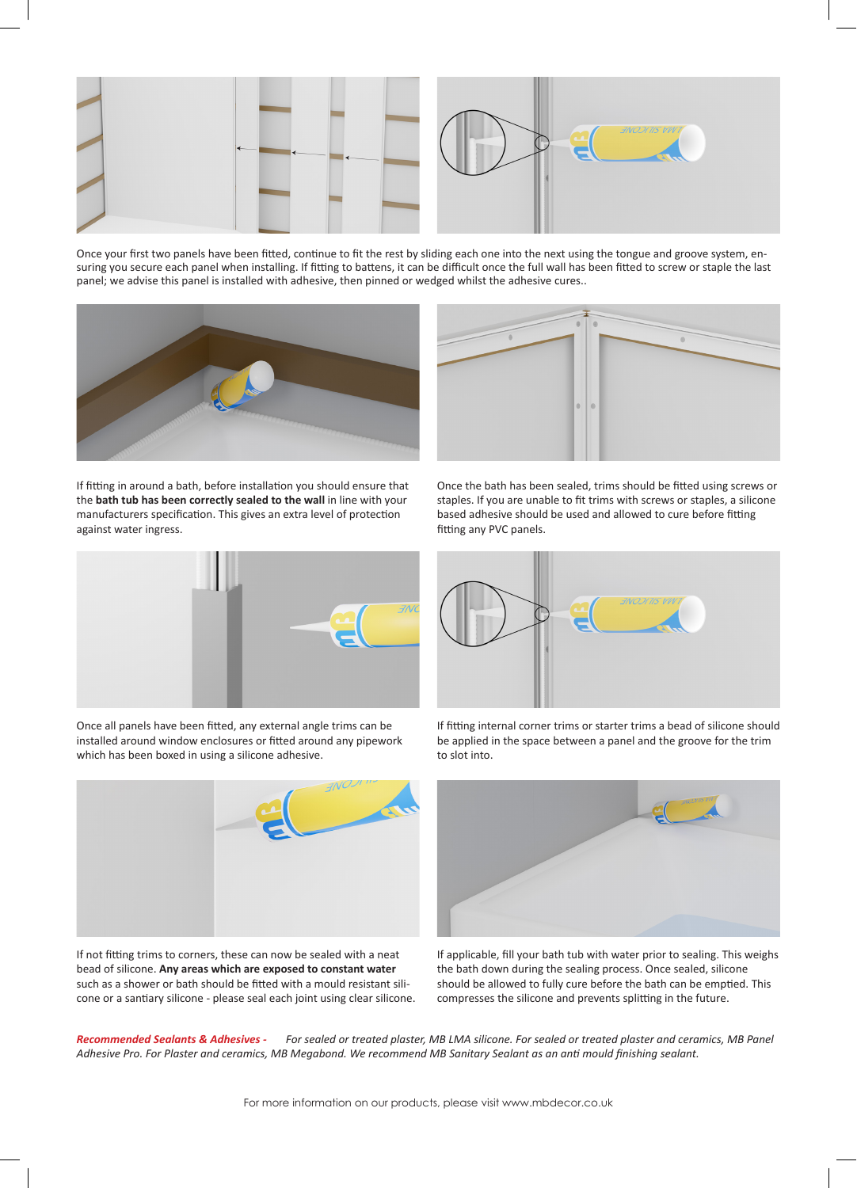Once your first two panels have been fitted, continue to fit the rest by sliding each one into the next using the tongue and groove system, ensuring you secure each panel when installing. If fitting to battens, it can be difficult once the full wall has been fitted to screw or staple the last panel; we advise this panel is installed with adhesive, then pinned or wedged whilst the adhesive cures..

If fitting in around a bath, before installation you should ensure that the **bath tub has been correctly sealed to the wall** in line with your manufacturers specification. This gives an extra level of protection against water ingress.

Once the bath has been sealed, trims should be fitted using screws or staples. If you are unable to fit trims with screws or staples, a silicone based adhesive should be used and allowed to cure before fitting fitting any PVC panels.

Once all panels have been fitted, any external angle trims can be installed around window enclosures or fitted around any pipework which has been boxed in using a silicone adhesive.

If fitting internal corner trims or starter trims a bead of silicone should be applied in the space between a panel and the groove for the trim to slot into.

If not fitting trims to corners, these can now be sealed with a neat bead of silicone. **Any areas which are exposed to constant water** such as a shower or bath should be fitted with a mould resistant silicone or a santiary silicone - please seal each joint using clear silicone.

If applicable, fill your bath tub with water prior to sealing. This weighs the bath down during the sealing process. Once sealed, silicone should be allowed to fully cure before the bath can be emptied. This compresses the silicone and prevents splitting in the future.

***Recommended Sealants & Adhesives -*** *For sealed or treated plaster, MB LMA silicone. For sealed or treated plaster and ceramics, MB Panel Adhesive Pro. For Plaster and ceramics, MB Megabond. We recommend MB Sanitary Sealant as an anti mould finishing sealant.*

For more information on our products, please visit www.mbdecor.co.uk